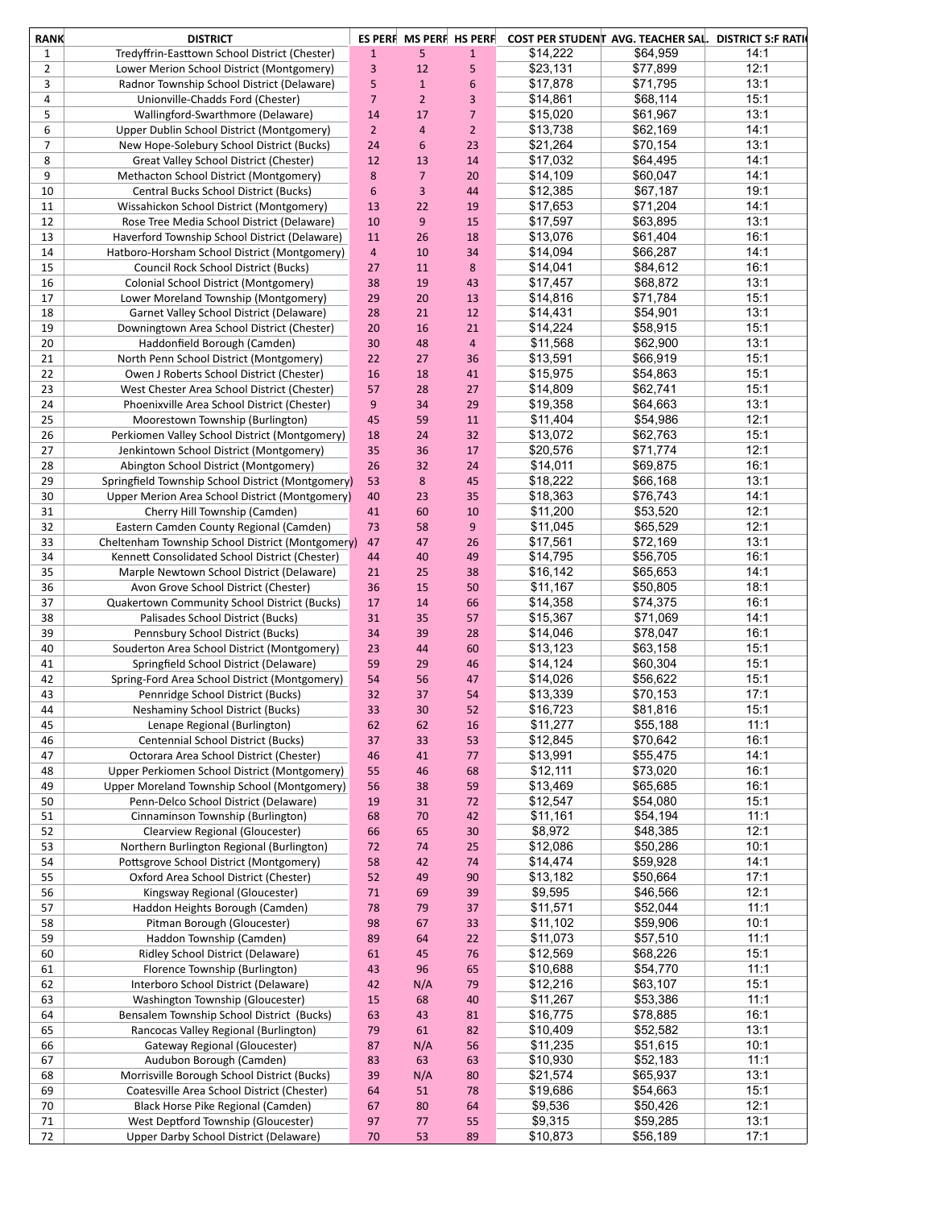| RANK | DISTRICT | ES PERF | MS PERF | HS PERF | COST PER STUDENT | AVG. TEACHER SAL. | DISTRICT S:F RATIO |
|---|---|---|---|---|---|---|---|
| 1 | Tredyffrin-Easttown School District (Chester) | 1 | 5 | 1 | $14,222 | $64,959 | 14:1 |
| 2 | Lower Merion School District (Montgomery) | 3 | 12 | 5 | $23,131 | $77,899 | 12:1 |
| 3 | Radnor Township School District (Delaware) | 5 | 1 | 6 | $17,878 | $71,795 | 13:1 |
| 4 | Unionville-Chadds Ford (Chester) | 7 | 2 | 3 | $14,861 | $68,114 | 15:1 |
| 5 | Wallingford-Swarthmore (Delaware) | 14 | 17 | 7 | $15,020 | $61,967 | 13:1 |
| 6 | Upper Dublin School District (Montgomery) | 2 | 4 | 2 | $13,738 | $62,169 | 14:1 |
| 7 | New Hope-Solebury School District (Bucks) | 24 | 6 | 23 | $21,264 | $70,154 | 13:1 |
| 8 | Great Valley School District (Chester) | 12 | 13 | 14 | $17,032 | $64,495 | 14:1 |
| 9 | Methacton School District (Montgomery) | 8 | 7 | 20 | $14,109 | $60,047 | 14:1 |
| 10 | Central Bucks School District (Bucks) | 6 | 3 | 44 | $12,385 | $67,187 | 19:1 |
| 11 | Wissahickon School District (Montgomery) | 13 | 22 | 19 | $17,653 | $71,204 | 14:1 |
| 12 | Rose Tree Media School District (Delaware) | 10 | 9 | 15 | $17,597 | $63,895 | 13:1 |
| 13 | Haverford Township School District (Delaware) | 11 | 26 | 18 | $13,076 | $61,404 | 16:1 |
| 14 | Hatboro-Horsham School District (Montgomery) | 4 | 10 | 34 | $14,094 | $66,287 | 14:1 |
| 15 | Council Rock School District (Bucks) | 27 | 11 | 8 | $14,041 | $84,612 | 16:1 |
| 16 | Colonial School District (Montgomery) | 38 | 19 | 43 | $17,457 | $68,872 | 13:1 |
| 17 | Lower Moreland Township (Montgomery) | 29 | 20 | 13 | $14,816 | $71,784 | 15:1 |
| 18 | Garnet Valley School District (Delaware) | 28 | 21 | 12 | $14,431 | $54,901 | 13:1 |
| 19 | Downingtown Area School District (Chester) | 20 | 16 | 21 | $14,224 | $58,915 | 15:1 |
| 20 | Haddonfield Borough (Camden) | 30 | 48 | 4 | $11,568 | $62,900 | 13:1 |
| 21 | North Penn School District (Montgomery) | 22 | 27 | 36 | $13,591 | $66,919 | 15:1 |
| 22 | Owen J Roberts School District (Chester) | 16 | 18 | 41 | $15,975 | $54,863 | 15:1 |
| 23 | West Chester Area School District (Chester) | 57 | 28 | 27 | $14,809 | $62,741 | 15:1 |
| 24 | Phoenixville Area School District (Chester) | 9 | 34 | 29 | $19,358 | $64,663 | 13:1 |
| 25 | Moorestown Township (Burlington) | 45 | 59 | 11 | $11,404 | $54,986 | 12:1 |
| 26 | Perkiomen Valley School District (Montgomery) | 18 | 24 | 32 | $13,072 | $62,763 | 15:1 |
| 27 | Jenkintown School District (Montgomery) | 35 | 36 | 17 | $20,576 | $71,774 | 12:1 |
| 28 | Abington School District (Montgomery) | 26 | 32 | 24 | $14,011 | $69,875 | 16:1 |
| 29 | Springfield Township School District (Montgomery) | 53 | 8 | 45 | $18,222 | $66,168 | 13:1 |
| 30 | Upper Merion Area School District (Montgomery) | 40 | 23 | 35 | $18,363 | $76,743 | 14:1 |
| 31 | Cherry Hill Township (Camden) | 41 | 60 | 10 | $11,200 | $53,520 | 12:1 |
| 32 | Eastern Camden County Regional (Camden) | 73 | 58 | 9 | $11,045 | $65,529 | 12:1 |
| 33 | Cheltenham Township School District (Montgomery) | 47 | 47 | 26 | $17,561 | $72,169 | 13:1 |
| 34 | Kennett Consolidated School District (Chester) | 44 | 40 | 49 | $14,795 | $56,705 | 16:1 |
| 35 | Marple Newtown School District (Delaware) | 21 | 25 | 38 | $16,142 | $65,653 | 14:1 |
| 36 | Avon Grove School District (Chester) | 36 | 15 | 50 | $11,167 | $50,805 | 18:1 |
| 37 | Quakertown Community School District (Bucks) | 17 | 14 | 66 | $14,358 | $74,375 | 16:1 |
| 38 | Palisades School District (Bucks) | 31 | 35 | 57 | $15,367 | $71,069 | 14:1 |
| 39 | Pennsbury School District (Bucks) | 34 | 39 | 28 | $14,046 | $78,047 | 16:1 |
| 40 | Souderton Area School District (Montgomery) | 23 | 44 | 60 | $13,123 | $63,158 | 15:1 |
| 41 | Springfield School District (Delaware) | 59 | 29 | 46 | $14,124 | $60,304 | 15:1 |
| 42 | Spring-Ford Area School District (Montgomery) | 54 | 56 | 47 | $14,026 | $56,622 | 15:1 |
| 43 | Pennridge School District (Bucks) | 32 | 37 | 54 | $13,339 | $70,153 | 17:1 |
| 44 | Neshaminy School District (Bucks) | 33 | 30 | 52 | $16,723 | $81,816 | 15:1 |
| 45 | Lenape Regional (Burlington) | 62 | 62 | 16 | $11,277 | $55,188 | 11:1 |
| 46 | Centennial School District (Bucks) | 37 | 33 | 53 | $12,845 | $70,642 | 16:1 |
| 47 | Octorara Area School District (Chester) | 46 | 41 | 77 | $13,991 | $55,475 | 14:1 |
| 48 | Upper Perkiomen School District (Montgomery) | 55 | 46 | 68 | $12,111 | $73,020 | 16:1 |
| 49 | Upper Moreland Township School (Montgomery) | 56 | 38 | 59 | $13,469 | $65,685 | 16:1 |
| 50 | Penn-Delco School District (Delaware) | 19 | 31 | 72 | $12,547 | $54,080 | 15:1 |
| 51 | Cinnaminson Township (Burlington) | 68 | 70 | 42 | $11,161 | $54,194 | 11:1 |
| 52 | Clearview Regional (Gloucester) | 66 | 65 | 30 | $8,972 | $48,385 | 12:1 |
| 53 | Northern Burlington Regional (Burlington) | 72 | 74 | 25 | $12,086 | $50,286 | 10:1 |
| 54 | Pottsgrove School District (Montgomery) | 58 | 42 | 74 | $14,474 | $59,928 | 14:1 |
| 55 | Oxford Area School District (Chester) | 52 | 49 | 90 | $13,182 | $50,664 | 17:1 |
| 56 | Kingsway Regional (Gloucester) | 71 | 69 | 39 | $9,595 | $46,566 | 12:1 |
| 57 | Haddon Heights Borough (Camden) | 78 | 79 | 37 | $11,571 | $52,044 | 11:1 |
| 58 | Pitman Borough (Gloucester) | 98 | 67 | 33 | $11,102 | $59,906 | 10:1 |
| 59 | Haddon Township (Camden) | 89 | 64 | 22 | $11,073 | $57,510 | 11:1 |
| 60 | Ridley School District (Delaware) | 61 | 45 | 76 | $12,569 | $68,226 | 15:1 |
| 61 | Florence Township (Burlington) | 43 | 96 | 65 | $10,688 | $54,770 | 11:1 |
| 62 | Interboro School District (Delaware) | 42 | N/A | 79 | $12,216 | $63,107 | 15:1 |
| 63 | Washington Township (Gloucester) | 15 | 68 | 40 | $11,267 | $53,386 | 11:1 |
| 64 | Bensalem Township School District (Bucks) | 63 | 43 | 81 | $16,775 | $78,885 | 16:1 |
| 65 | Rancocas Valley Regional (Burlington) | 79 | 61 | 82 | $10,409 | $52,582 | 13:1 |
| 66 | Gateway Regional (Gloucester) | 87 | N/A | 56 | $11,235 | $51,615 | 10:1 |
| 67 | Audubon Borough (Camden) | 83 | 63 | 63 | $10,930 | $52,183 | 11:1 |
| 68 | Morrisville Borough School District (Bucks) | 39 | N/A | 80 | $21,574 | $65,937 | 13:1 |
| 69 | Coatesville Area School District (Chester) | 64 | 51 | 78 | $19,686 | $54,663 | 15:1 |
| 70 | Black Horse Pike Regional (Camden) | 67 | 80 | 64 | $9,536 | $50,426 | 12:1 |
| 71 | West Deptford Township (Gloucester) | 97 | 77 | 55 | $9,315 | $59,285 | 13:1 |
| 72 | Upper Darby School District (Delaware) | 70 | 53 | 89 | $10,873 | $56,189 | 17:1 |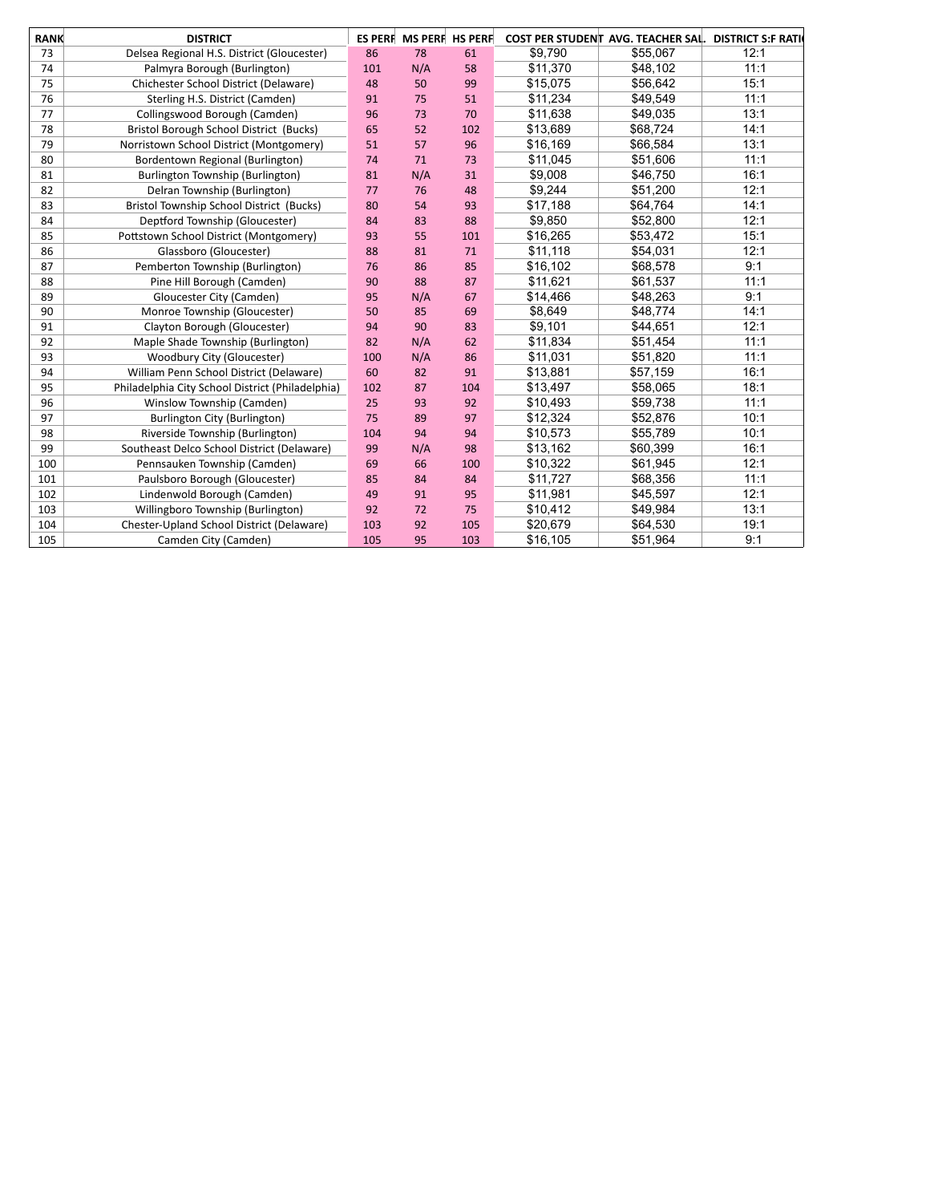| RANK | DISTRICT | ES PERF | MS PERF | HS PERF | COST PER STUDENT | AVG. TEACHER SAL. | DISTRICT S:F RATIO |
|---|---|---|---|---|---|---|---|
| 73 | Delsea Regional H.S. District (Gloucester) | 86 | 78 | 61 | $9,790 | $55,067 | 12:1 |
| 74 | Palmyra Borough (Burlington) | 101 | N/A | 58 | $11,370 | $48,102 | 11:1 |
| 75 | Chichester School District (Delaware) | 48 | 50 | 99 | $15,075 | $56,642 | 15:1 |
| 76 | Sterling H.S. District (Camden) | 91 | 75 | 51 | $11,234 | $49,549 | 11:1 |
| 77 | Collingswood Borough (Camden) | 96 | 73 | 70 | $11,638 | $49,035 | 13:1 |
| 78 | Bristol Borough School District (Bucks) | 65 | 52 | 102 | $13,689 | $68,724 | 14:1 |
| 79 | Norristown School District (Montgomery) | 51 | 57 | 96 | $16,169 | $66,584 | 13:1 |
| 80 | Bordentown Regional (Burlington) | 74 | 71 | 73 | $11,045 | $51,606 | 11:1 |
| 81 | Burlington Township (Burlington) | 81 | N/A | 31 | $9,008 | $46,750 | 16:1 |
| 82 | Delran Township (Burlington) | 77 | 76 | 48 | $9,244 | $51,200 | 12:1 |
| 83 | Bristol Township School District (Bucks) | 80 | 54 | 93 | $17,188 | $64,764 | 14:1 |
| 84 | Deptford Township (Gloucester) | 84 | 83 | 88 | $9,850 | $52,800 | 12:1 |
| 85 | Pottstown School District (Montgomery) | 93 | 55 | 101 | $16,265 | $53,472 | 15:1 |
| 86 | Glassboro (Gloucester) | 88 | 81 | 71 | $11,118 | $54,031 | 12:1 |
| 87 | Pemberton Township (Burlington) | 76 | 86 | 85 | $16,102 | $68,578 | 9:1 |
| 88 | Pine Hill Borough (Camden) | 90 | 88 | 87 | $11,621 | $61,537 | 11:1 |
| 89 | Gloucester City (Camden) | 95 | N/A | 67 | $14,466 | $48,263 | 9:1 |
| 90 | Monroe Township (Gloucester) | 50 | 85 | 69 | $8,649 | $48,774 | 14:1 |
| 91 | Clayton Borough (Gloucester) | 94 | 90 | 83 | $9,101 | $44,651 | 12:1 |
| 92 | Maple Shade Township (Burlington) | 82 | N/A | 62 | $11,834 | $51,454 | 11:1 |
| 93 | Woodbury City (Gloucester) | 100 | N/A | 86 | $11,031 | $51,820 | 11:1 |
| 94 | William Penn School District (Delaware) | 60 | 82 | 91 | $13,881 | $57,159 | 16:1 |
| 95 | Philadelphia City School District (Philadelphia) | 102 | 87 | 104 | $13,497 | $58,065 | 18:1 |
| 96 | Winslow Township (Camden) | 25 | 93 | 92 | $10,493 | $59,738 | 11:1 |
| 97 | Burlington City (Burlington) | 75 | 89 | 97 | $12,324 | $52,876 | 10:1 |
| 98 | Riverside Township (Burlington) | 104 | 94 | 94 | $10,573 | $55,789 | 10:1 |
| 99 | Southeast Delco School District (Delaware) | 99 | N/A | 98 | $13,162 | $60,399 | 16:1 |
| 100 | Pennsauken Township (Camden) | 69 | 66 | 100 | $10,322 | $61,945 | 12:1 |
| 101 | Paulsboro Borough (Gloucester) | 85 | 84 | 84 | $11,727 | $68,356 | 11:1 |
| 102 | Lindenwold Borough (Camden) | 49 | 91 | 95 | $11,981 | $45,597 | 12:1 |
| 103 | Willingboro Township (Burlington) | 92 | 72 | 75 | $10,412 | $49,984 | 13:1 |
| 104 | Chester-Upland School District (Delaware) | 103 | 92 | 105 | $20,679 | $64,530 | 19:1 |
| 105 | Camden City (Camden) | 105 | 95 | 103 | $16,105 | $51,964 | 9:1 |